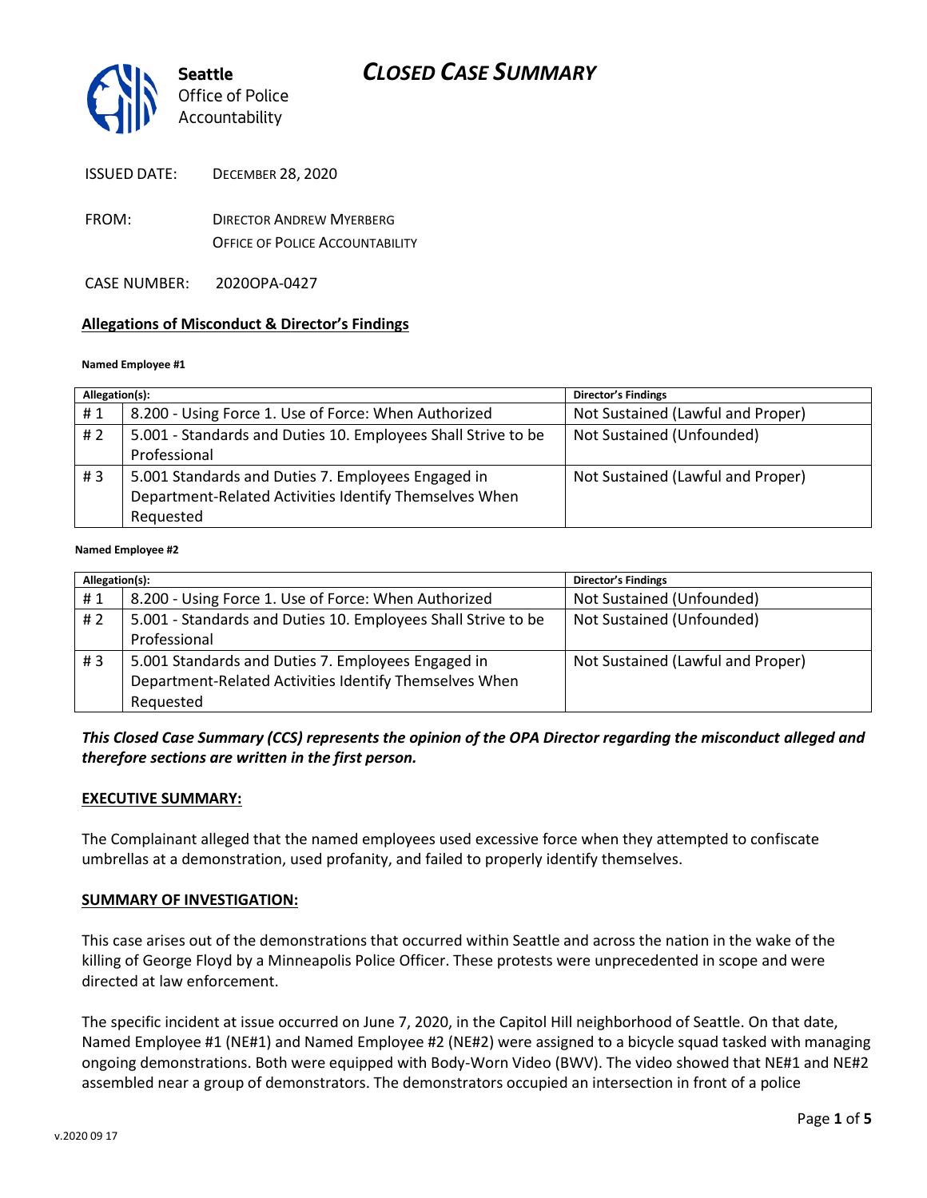# CLOSED CASE SUMMARY

Seattle Office of Police Accountability

ISSUED DATE: DECEMBER 28, 2020

FROM: DIRECTOR ANDREW MYERBERG
OFFICE OF POLICE ACCOUNTABILITY

CASE NUMBER: 2020OPA-0427

## Allegations of Misconduct & Director's Findings

**Named Employee #1**

| Allegation(s): | | Director's Findings |
|---|---|---|
| # 1 | 8.200 - Using Force 1. Use of Force: When Authorized | Not Sustained (Lawful and Proper) |
| # 2 | 5.001 - Standards and Duties 10. Employees Shall Strive to be Professional | Not Sustained (Unfounded) |
| # 3 | 5.001 Standards and Duties 7. Employees Engaged in Department-Related Activities Identify Themselves When Requested | Not Sustained (Lawful and Proper) |

**Named Employee #2**

| Allegation(s): | | Director's Findings |
|---|---|---|
| # 1 | 8.200 - Using Force 1. Use of Force: When Authorized | Not Sustained (Unfounded) |
| # 2 | 5.001 - Standards and Duties 10. Employees Shall Strive to be Professional | Not Sustained (Unfounded) |
| # 3 | 5.001 Standards and Duties 7. Employees Engaged in Department-Related Activities Identify Themselves When Requested | Not Sustained (Lawful and Proper) |

***This Closed Case Summary (CCS) represents the opinion of the OPA Director regarding the misconduct alleged and therefore sections are written in the first person.***

**EXECUTIVE SUMMARY:**

The Complainant alleged that the named employees used excessive force when they attempted to confiscate umbrellas at a demonstration, used profanity, and failed to properly identify themselves.

**SUMMARY OF INVESTIGATION:**

This case arises out of the demonstrations that occurred within Seattle and across the nation in the wake of the killing of George Floyd by a Minneapolis Police Officer. These protests were unprecedented in scope and were directed at law enforcement.

The specific incident at issue occurred on June 7, 2020, in the Capitol Hill neighborhood of Seattle. On that date, Named Employee #1 (NE#1) and Named Employee #2 (NE#2) were assigned to a bicycle squad tasked with managing ongoing demonstrations. Both were equipped with Body-Worn Video (BWV). The video showed that NE#1 and NE#2 assembled near a group of demonstrators. The demonstrators occupied an intersection in front of a police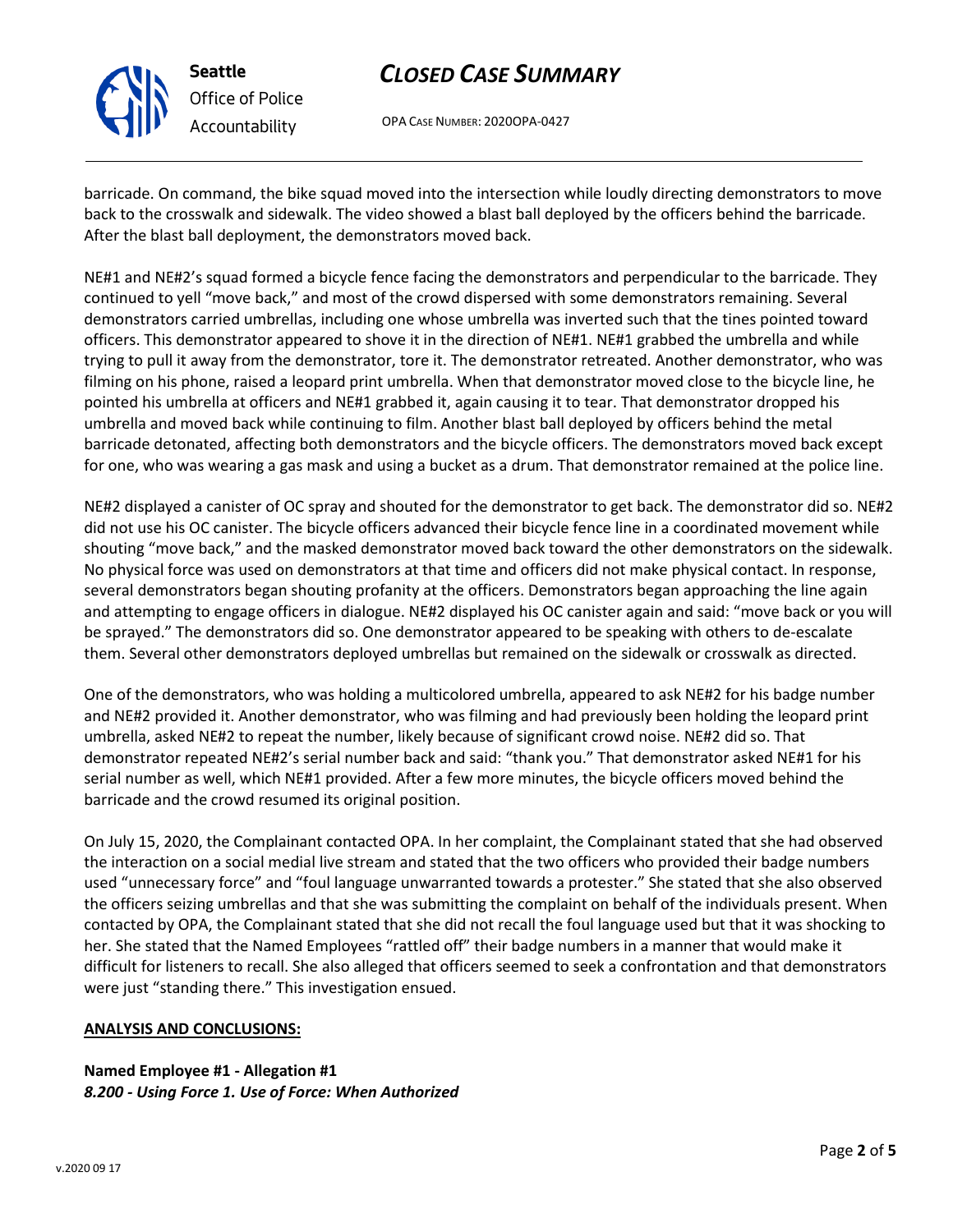barricade. On command, the bike squad moved into the intersection while loudly directing demonstrators to move back to the crosswalk and sidewalk. The video showed a blast ball deployed by the officers behind the barricade. After the blast ball deployment, the demonstrators moved back.

NE#1 and NE#2's squad formed a bicycle fence facing the demonstrators and perpendicular to the barricade. They continued to yell "move back," and most of the crowd dispersed with some demonstrators remaining. Several demonstrators carried umbrellas, including one whose umbrella was inverted such that the tines pointed toward officers. This demonstrator appeared to shove it in the direction of NE#1. NE#1 grabbed the umbrella and while trying to pull it away from the demonstrator, tore it. The demonstrator retreated. Another demonstrator, who was filming on his phone, raised a leopard print umbrella. When that demonstrator moved close to the bicycle line, he pointed his umbrella at officers and NE#1 grabbed it, again causing it to tear. That demonstrator dropped his umbrella and moved back while continuing to film. Another blast ball deployed by officers behind the metal barricade detonated, affecting both demonstrators and the bicycle officers. The demonstrators moved back except for one, who was wearing a gas mask and using a bucket as a drum. That demonstrator remained at the police line.

NE#2 displayed a canister of OC spray and shouted for the demonstrator to get back. The demonstrator did so. NE#2 did not use his OC canister. The bicycle officers advanced their bicycle fence line in a coordinated movement while shouting "move back," and the masked demonstrator moved back toward the other demonstrators on the sidewalk. No physical force was used on demonstrators at that time and officers did not make physical contact. In response, several demonstrators began shouting profanity at the officers. Demonstrators began approaching the line again and attempting to engage officers in dialogue. NE#2 displayed his OC canister again and said: "move back or you will be sprayed." The demonstrators did so. One demonstrator appeared to be speaking with others to de-escalate them. Several other demonstrators deployed umbrellas but remained on the sidewalk or crosswalk as directed.

One of the demonstrators, who was holding a multicolored umbrella, appeared to ask NE#2 for his badge number and NE#2 provided it. Another demonstrator, who was filming and had previously been holding the leopard print umbrella, asked NE#2 to repeat the number, likely because of significant crowd noise. NE#2 did so. That demonstrator repeated NE#2's serial number back and said: "thank you." That demonstrator asked NE#1 for his serial number as well, which NE#1 provided. After a few more minutes, the bicycle officers moved behind the barricade and the crowd resumed its original position.

On July 15, 2020, the Complainant contacted OPA. In her complaint, the Complainant stated that she had observed the interaction on a social medial live stream and stated that the two officers who provided their badge numbers used "unnecessary force" and "foul language unwarranted towards a protester." She stated that she also observed the officers seizing umbrellas and that she was submitting the complaint on behalf of the individuals present. When contacted by OPA, the Complainant stated that she did not recall the foul language used but that it was shocking to her. She stated that the Named Employees "rattled off" their badge numbers in a manner that would make it difficult for listeners to recall. She also alleged that officers seemed to seek a confrontation and that demonstrators were just "standing there." This investigation ensued.

**ANALYSIS AND CONCLUSIONS:**

**Named Employee #1 - Allegation #1**
***8.200 - Using Force 1. Use of Force: When Authorized***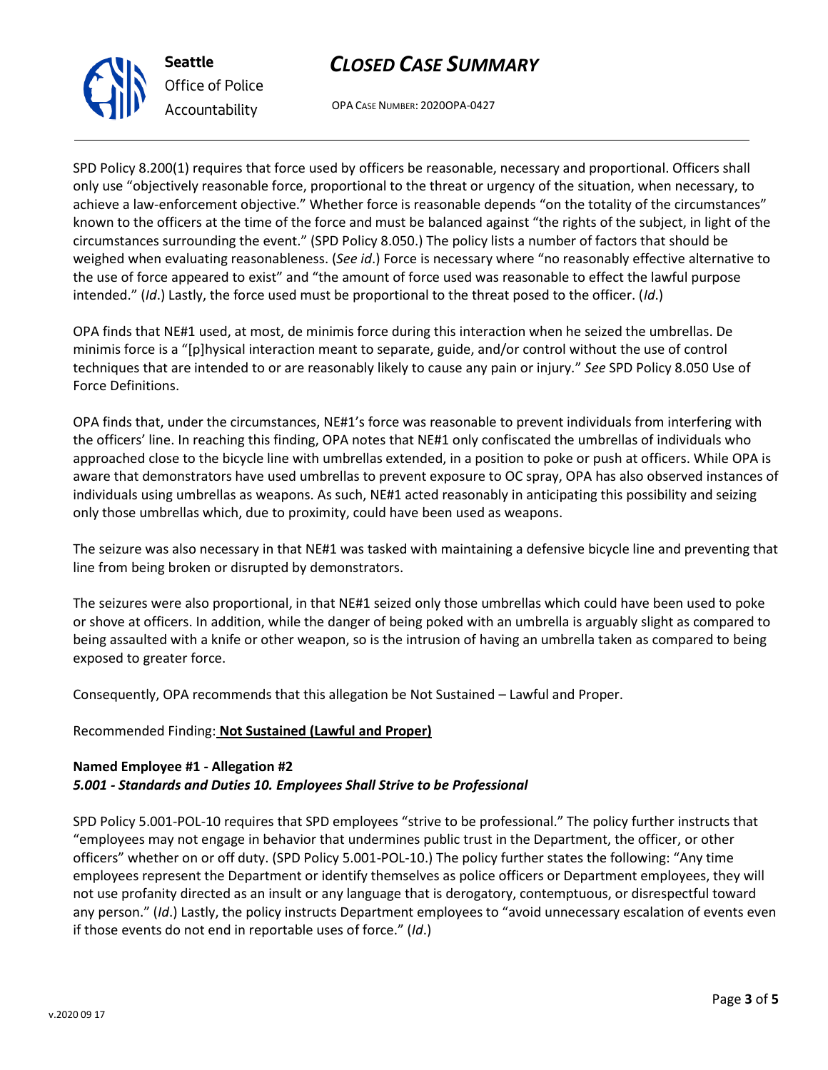SPD Policy 8.200(1) requires that force used by officers be reasonable, necessary and proportional. Officers shall only use "objectively reasonable force, proportional to the threat or urgency of the situation, when necessary, to achieve a law-enforcement objective." Whether force is reasonable depends "on the totality of the circumstances" known to the officers at the time of the force and must be balanced against "the rights of the subject, in light of the circumstances surrounding the event." (SPD Policy 8.050.) The policy lists a number of factors that should be weighed when evaluating reasonableness. (*See id*.) Force is necessary where "no reasonably effective alternative to the use of force appeared to exist" and "the amount of force used was reasonable to effect the lawful purpose intended." (*Id*.) Lastly, the force used must be proportional to the threat posed to the officer. (*Id*.)

OPA finds that NE#1 used, at most, de minimis force during this interaction when he seized the umbrellas. De minimis force is a "[p]hysical interaction meant to separate, guide, and/or control without the use of control techniques that are intended to or are reasonably likely to cause any pain or injury." *See* SPD Policy 8.050 Use of Force Definitions.

OPA finds that, under the circumstances, NE#1's force was reasonable to prevent individuals from interfering with the officers' line. In reaching this finding, OPA notes that NE#1 only confiscated the umbrellas of individuals who approached close to the bicycle line with umbrellas extended, in a position to poke or push at officers. While OPA is aware that demonstrators have used umbrellas to prevent exposure to OC spray, OPA has also observed instances of individuals using umbrellas as weapons. As such, NE#1 acted reasonably in anticipating this possibility and seizing only those umbrellas which, due to proximity, could have been used as weapons.

The seizure was also necessary in that NE#1 was tasked with maintaining a defensive bicycle line and preventing that line from being broken or disrupted by demonstrators.

The seizures were also proportional, in that NE#1 seized only those umbrellas which could have been used to poke or shove at officers. In addition, while the danger of being poked with an umbrella is arguably slight as compared to being assaulted with a knife or other weapon, so is the intrusion of having an umbrella taken as compared to being exposed to greater force.

Consequently, OPA recommends that this allegation be Not Sustained – Lawful and Proper.

Recommended Finding: **Not Sustained (Lawful and Proper)**

**Named Employee #1 - Allegation #2**
***5.001 - Standards and Duties 10. Employees Shall Strive to be Professional***

SPD Policy 5.001-POL-10 requires that SPD employees "strive to be professional." The policy further instructs that "employees may not engage in behavior that undermines public trust in the Department, the officer, or other officers" whether on or off duty. (SPD Policy 5.001-POL-10.) The policy further states the following: "Any time employees represent the Department or identify themselves as police officers or Department employees, they will not use profanity directed as an insult or any language that is derogatory, contemptuous, or disrespectful toward any person." (*Id*.) Lastly, the policy instructs Department employees to "avoid unnecessary escalation of events even if those events do not end in reportable uses of force." (*Id*.)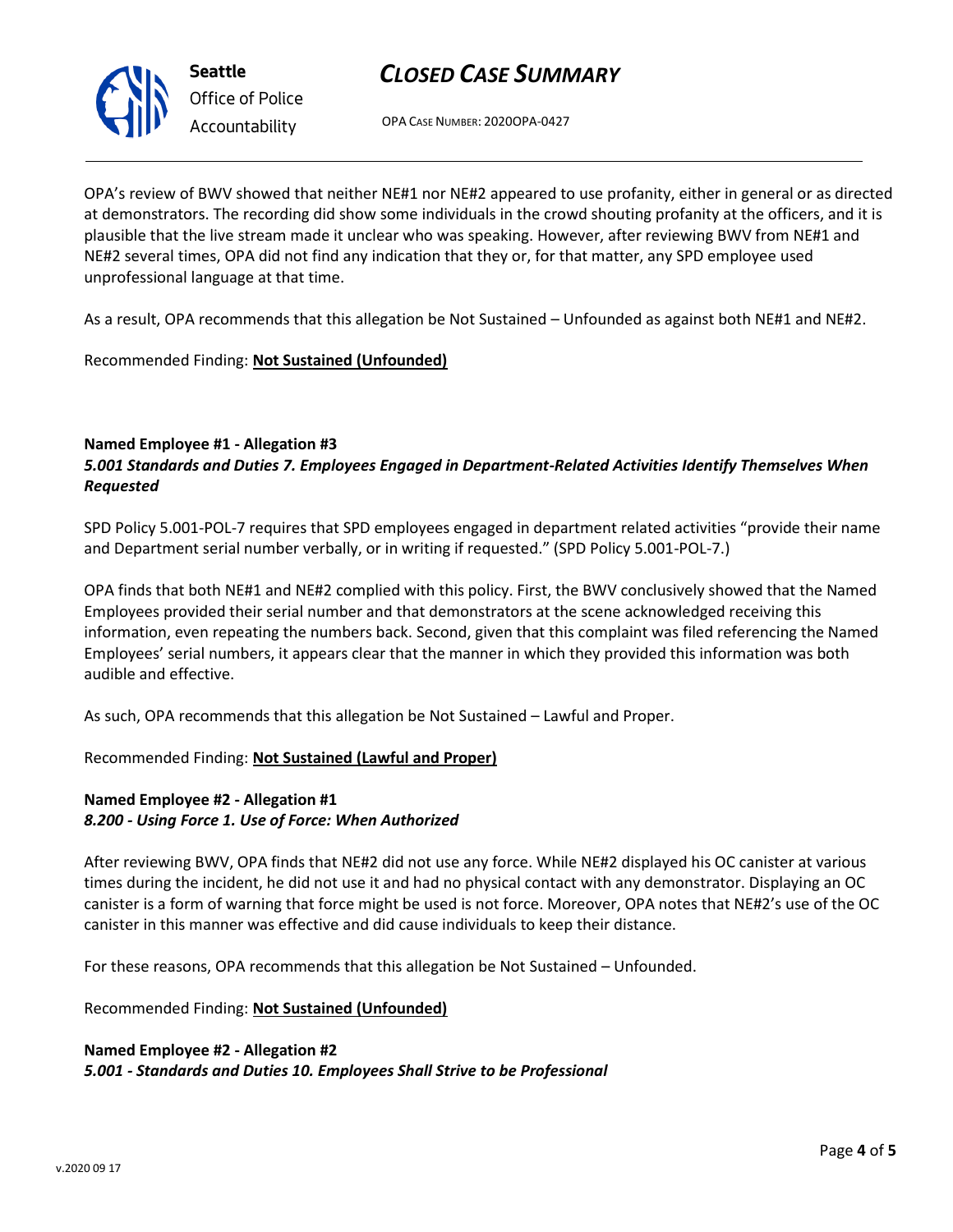OPA's review of BWV showed that neither NE#1 nor NE#2 appeared to use profanity, either in general or as directed at demonstrators. The recording did show some individuals in the crowd shouting profanity at the officers, and it is plausible that the live stream made it unclear who was speaking. However, after reviewing BWV from NE#1 and NE#2 several times, OPA did not find any indication that they or, for that matter, any SPD employee used unprofessional language at that time.

As a result, OPA recommends that this allegation be Not Sustained – Unfounded as against both NE#1 and NE#2.

Recommended Finding: **Not Sustained (Unfounded)**

**Named Employee #1 - Allegation #3**
***5.001 Standards and Duties 7. Employees Engaged in Department-Related Activities Identify Themselves When Requested***

SPD Policy 5.001-POL-7 requires that SPD employees engaged in department related activities "provide their name and Department serial number verbally, or in writing if requested." (SPD Policy 5.001-POL-7.)

OPA finds that both NE#1 and NE#2 complied with this policy. First, the BWV conclusively showed that the Named Employees provided their serial number and that demonstrators at the scene acknowledged receiving this information, even repeating the numbers back. Second, given that this complaint was filed referencing the Named Employees' serial numbers, it appears clear that the manner in which they provided this information was both audible and effective.

As such, OPA recommends that this allegation be Not Sustained – Lawful and Proper.

Recommended Finding: **Not Sustained (Lawful and Proper)**

**Named Employee #2 - Allegation #1**
***8.200 - Using Force 1. Use of Force: When Authorized***

After reviewing BWV, OPA finds that NE#2 did not use any force. While NE#2 displayed his OC canister at various times during the incident, he did not use it and had no physical contact with any demonstrator. Displaying an OC canister is a form of warning that force might be used is not force. Moreover, OPA notes that NE#2's use of the OC canister in this manner was effective and did cause individuals to keep their distance.

For these reasons, OPA recommends that this allegation be Not Sustained – Unfounded.

Recommended Finding: **Not Sustained (Unfounded)**

**Named Employee #2 - Allegation #2**
***5.001 - Standards and Duties 10. Employees Shall Strive to be Professional***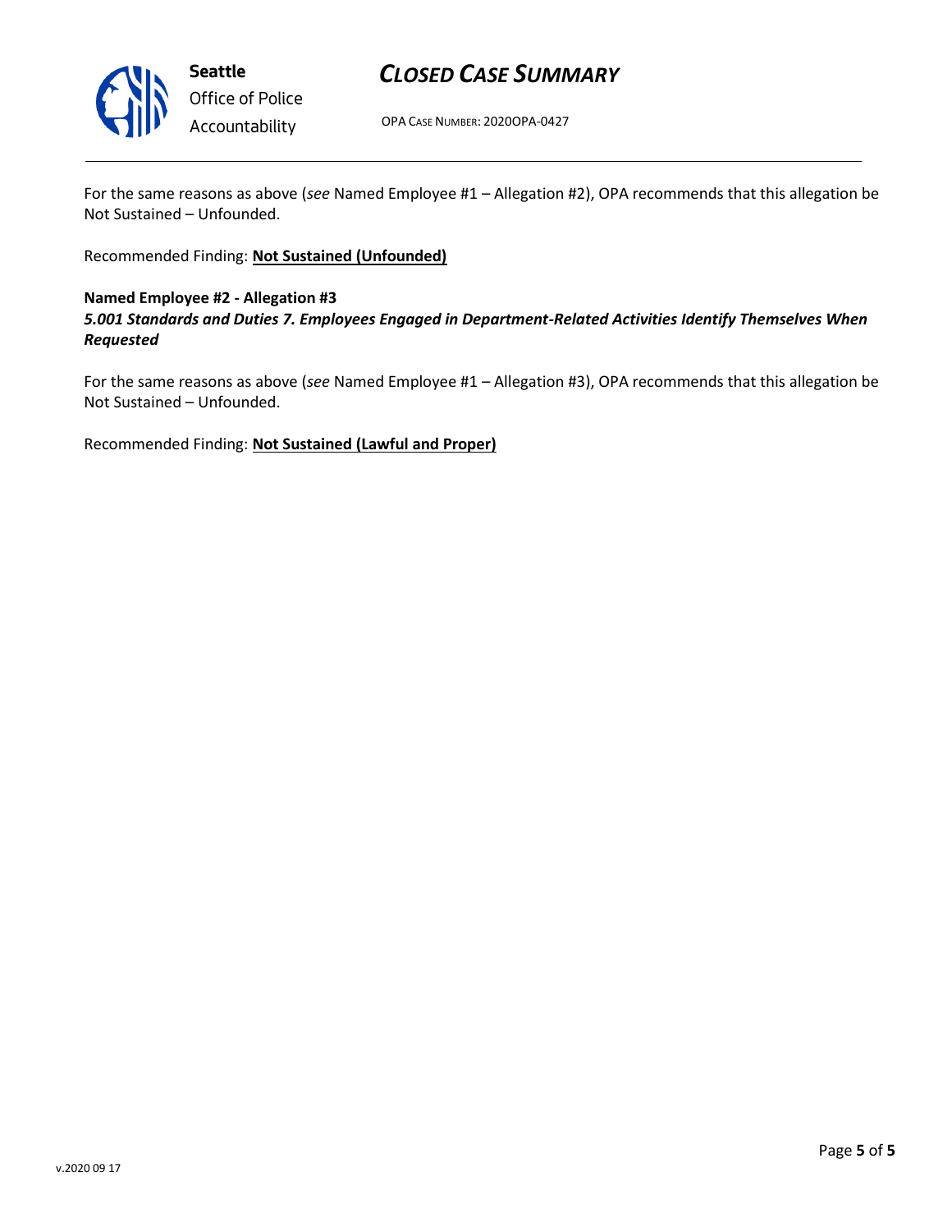For the same reasons as above (*see* Named Employee #1 – Allegation #2), OPA recommends that this allegation be Not Sustained – Unfounded.

Recommended Finding: **Not Sustained (Unfounded)**

**Named Employee #2 - Allegation #3**
***5.001 Standards and Duties 7. Employees Engaged in Department-Related Activities Identify Themselves When Requested***

For the same reasons as above (*see* Named Employee #1 – Allegation #3), OPA recommends that this allegation be Not Sustained – Unfounded.

Recommended Finding: **Not Sustained (Lawful and Proper)**